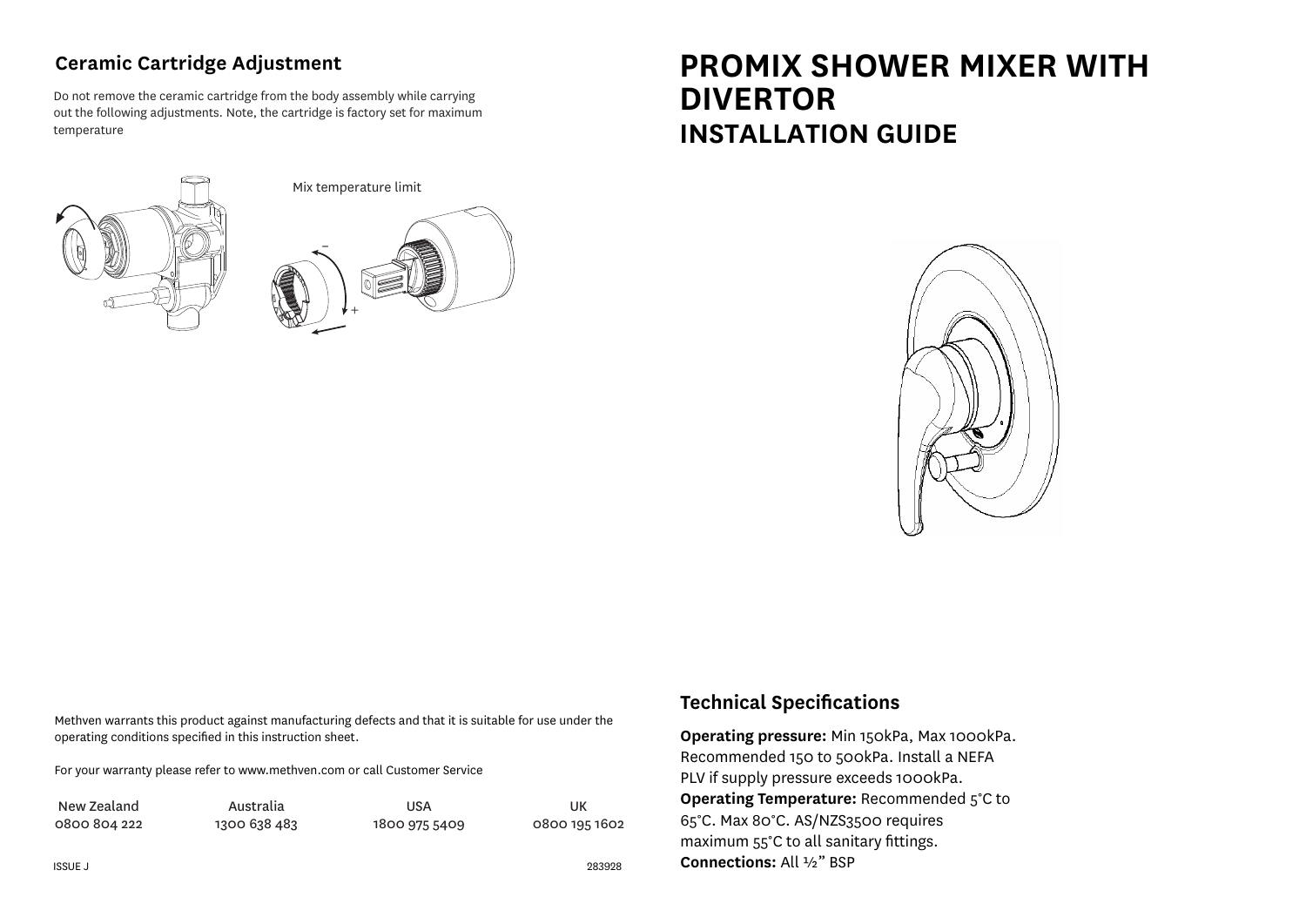# PROMIX SHOWER MIXER WITH DIVERTOR
## INSTALLATION GUIDE

## Ceramic Cartridge Adjustment

Do not remove the ceramic cartridge from the body assembly while carrying out the following adjustments. Note, the cartridge is factory set for maximum temperature

Mix temperature limit

–

+

Methven warrants this product against manufacturing defects and that it is suitable for use under the operating conditions specified in this instruction sheet.

For your warranty please refer to www.methven.com or call Customer Service

| New Zealand | Australia | USA | UK |
|---|---|---|---|
| 0800 804 222 | 1300 638 483 | 1800 975 5409 | 0800 195 1602 |

ISSUE J

283928

## Technical Specifications

**Operating pressure:** Min 150kPa, Max 1000kPa. Recommended 150 to 500kPa. Install a NEFA PLV if supply pressure exceeds 1000kPa.
**Operating Temperature:** Recommended 5°C to 65°C. Max 80°C. AS/NZS3500 requires maximum 55°C to all sanitary fittings.
**Connections:** All ½" BSP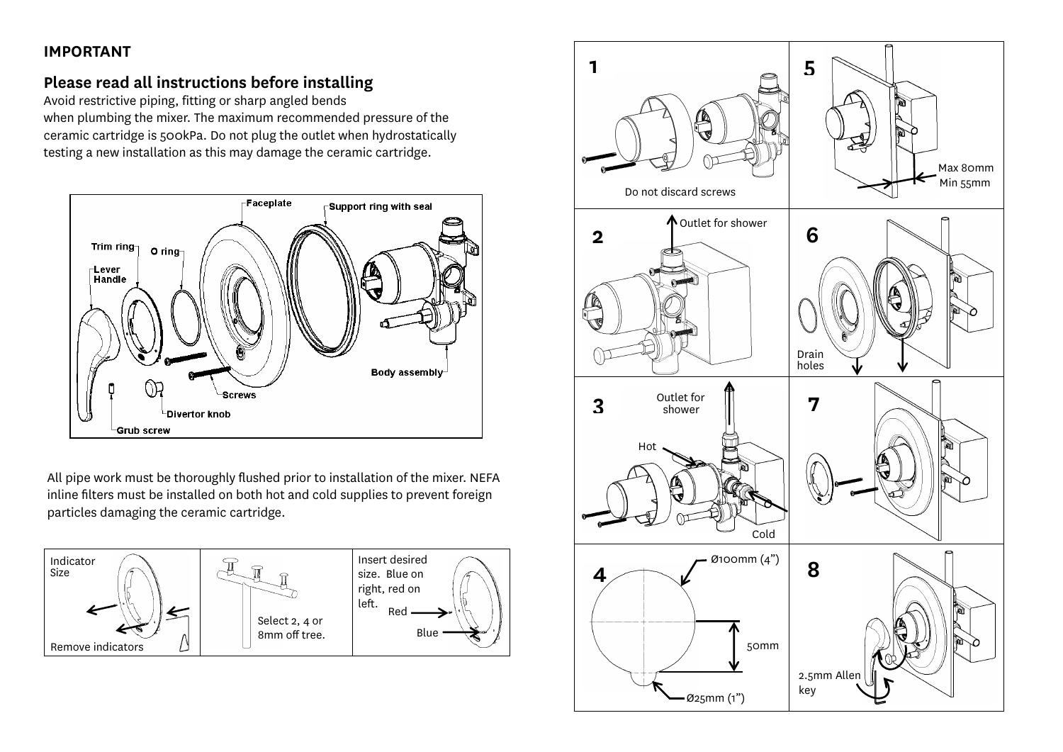**IMPORTANT**

## Please read all instructions before installing

Avoid restrictive piping, fitting or sharp angled bends when plumbing the mixer. The maximum recommended pressure of the ceramic cartridge is 500kPa. Do not plug the outlet when hydrostatically testing a new installation as this may damage the ceramic cartridge.

Faceplate
Support ring with seal
Trim ring
O ring
Lever Handle
Body assembly
Screws
Divertor knob
Grub screw

All pipe work must be thoroughly flushed prior to installation of the mixer. NEFA inline filters must be installed on both hot and cold supplies to prevent foreign particles damaging the ceramic cartridge.

Indicator Size
Remove indicators

Select 2, 4 or 8mm off tree.

Insert desired size. Blue on right, red on left.
Red
Blue

**1**
Do not discard screws

**2**
Outlet for shower

**3**
Outlet for shower
Hot
Cold

**4**
Ø100mm (4")
50mm
Ø25mm (1")

**5**
Max 80mm
Min 55mm

**6**
Drain holes

**7**

**8**
2.5mm Allen key